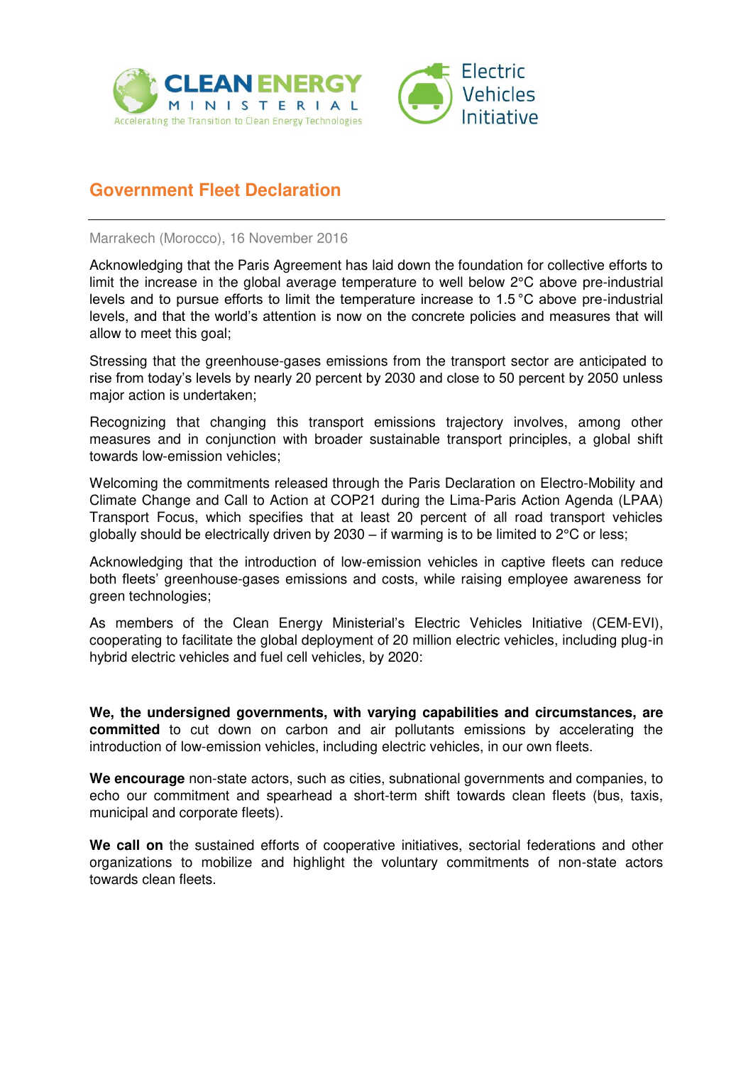CLEAN ENERGY MINISTERIAL
Accelerating the Transition to Clean Energy Technologies

Electric Vehicles Initiative

# Government Fleet Declaration

Marrakech (Morocco), 16 November 2016

Acknowledging that the Paris Agreement has laid down the foundation for collective efforts to limit the increase in the global average temperature to well below 2°C above pre-industrial levels and to pursue efforts to limit the temperature increase to 1.5 °C above pre-industrial levels, and that the world's attention is now on the concrete policies and measures that will allow to meet this goal;

Stressing that the greenhouse-gases emissions from the transport sector are anticipated to rise from today's levels by nearly 20 percent by 2030 and close to 50 percent by 2050 unless major action is undertaken;

Recognizing that changing this transport emissions trajectory involves, among other measures and in conjunction with broader sustainable transport principles, a global shift towards low-emission vehicles;

Welcoming the commitments released through the Paris Declaration on Electro-Mobility and Climate Change and Call to Action at COP21 during the Lima-Paris Action Agenda (LPAA) Transport Focus, which specifies that at least 20 percent of all road transport vehicles globally should be electrically driven by 2030 – if warming is to be limited to 2°C or less;

Acknowledging that the introduction of low-emission vehicles in captive fleets can reduce both fleets' greenhouse-gases emissions and costs, while raising employee awareness for green technologies;

As members of the Clean Energy Ministerial's Electric Vehicles Initiative (CEM-EVI), cooperating to facilitate the global deployment of 20 million electric vehicles, including plug-in hybrid electric vehicles and fuel cell vehicles, by 2020:

**We, the undersigned governments, with varying capabilities and circumstances, are committed** to cut down on carbon and air pollutants emissions by accelerating the introduction of low-emission vehicles, including electric vehicles, in our own fleets.

**We encourage** non-state actors, such as cities, subnational governments and companies, to echo our commitment and spearhead a short-term shift towards clean fleets (bus, taxis, municipal and corporate fleets).

**We call on** the sustained efforts of cooperative initiatives, sectorial federations and other organizations to mobilize and highlight the voluntary commitments of non-state actors towards clean fleets.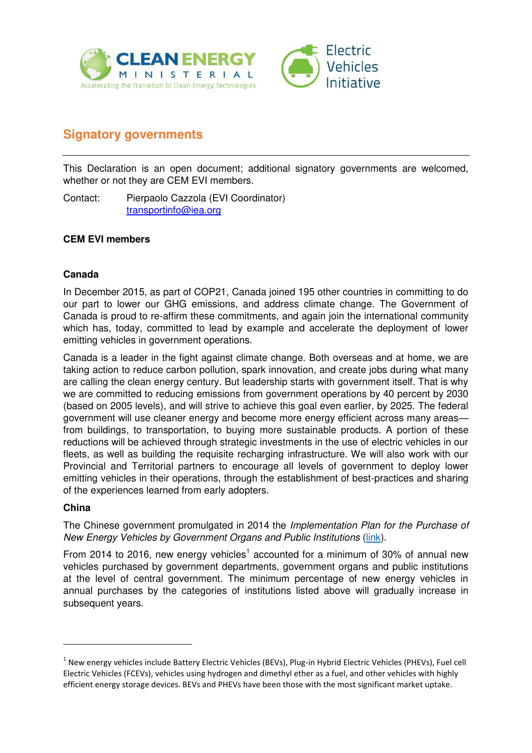## Signatory governments

This Declaration is an open document; additional signatory governments are welcomed, whether or not they are CEM EVI members.

Contact: Pierpaolo Cazzola (EVI Coordinator)
transportinfo@iea.org

**CEM EVI members**

**Canada**

In December 2015, as part of COP21, Canada joined 195 other countries in committing to do our part to lower our GHG emissions, and address climate change. The Government of Canada is proud to re-affirm these commitments, and again join the international community which has, today, committed to lead by example and accelerate the deployment of lower emitting vehicles in government operations.

Canada is a leader in the fight against climate change. Both overseas and at home, we are taking action to reduce carbon pollution, spark innovation, and create jobs during what many are calling the clean energy century. But leadership starts with government itself. That is why we are committed to reducing emissions from government operations by 40 percent by 2030 (based on 2005 levels), and will strive to achieve this goal even earlier, by 2025. The federal government will use cleaner energy and become more energy efficient across many areas—from buildings, to transportation, to buying more sustainable products. A portion of these reductions will be achieved through strategic investments in the use of electric vehicles in our fleets, as well as building the requisite recharging infrastructure. We will also work with our Provincial and Territorial partners to encourage all levels of government to deploy lower emitting vehicles in their operations, through the establishment of best-practices and sharing of the experiences learned from early adopters.

**China**

The Chinese government promulgated in 2014 the *Implementation Plan for the Purchase of New Energy Vehicles by Government Organs and Public Institutions* (link).

From 2014 to 2016, new energy vehicles[1] accounted for a minimum of 30% of annual new vehicles purchased by government departments, government organs and public institutions at the level of central government. The minimum percentage of new energy vehicles in annual purchases by the categories of institutions listed above will gradually increase in subsequent years.

---

[1] New energy vehicles include Battery Electric Vehicles (BEVs), Plug-in Hybrid Electric Vehicles (PHEVs), Fuel cell Electric Vehicles (FCEVs), vehicles using hydrogen and dimethyl ether as a fuel, and other vehicles with highly efficient energy storage devices. BEVs and PHEVs have been those with the most significant market uptake.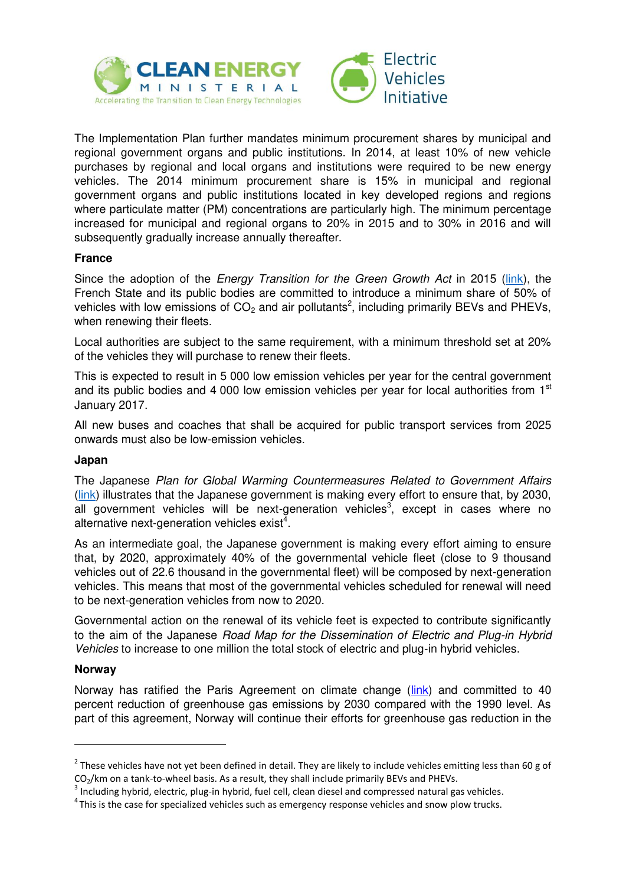The Implementation Plan further mandates minimum procurement shares by municipal and regional government organs and public institutions. In 2014, at least 10% of new vehicle purchases by regional and local organs and institutions were required to be new energy vehicles. The 2014 minimum procurement share is 15% in municipal and regional government organs and public institutions located in key developed regions and regions where particulate matter (PM) concentrations are particularly high. The minimum percentage increased for municipal and regional organs to 20% in 2015 and to 30% in 2016 and will subsequently gradually increase annually thereafter.

**France**

Since the adoption of the *Energy Transition for the Green Growth Act* in 2015 (link), the French State and its public bodies are committed to introduce a minimum share of 50% of vehicles with low emissions of $CO_2$ and air pollutants[2], including primarily BEVs and PHEVs, when renewing their fleets.

Local authorities are subject to the same requirement, with a minimum threshold set at 20% of the vehicles they will purchase to renew their fleets.

This is expected to result in 5 000 low emission vehicles per year for the central government and its public bodies and 4 000 low emission vehicles per year for local authorities from 1st January 2017.

All new buses and coaches that shall be acquired for public transport services from 2025 onwards must also be low-emission vehicles.

**Japan**

The Japanese *Plan for Global Warming Countermeasures Related to Government Affairs* (link) illustrates that the Japanese government is making every effort to ensure that, by 2030, all government vehicles will be next-generation vehicles[3], except in cases where no alternative next-generation vehicles exist[4].

As an intermediate goal, the Japanese government is making every effort aiming to ensure that, by 2020, approximately 40% of the governmental vehicle fleet (close to 9 thousand vehicles out of 22.6 thousand in the governmental fleet) will be composed by next-generation vehicles. This means that most of the governmental vehicles scheduled for renewal will need to be next-generation vehicles from now to 2020.

Governmental action on the renewal of its vehicle feet is expected to contribute significantly to the aim of the Japanese *Road Map for the Dissemination of Electric and Plug-in Hybrid Vehicles* to increase to one million the total stock of electric and plug-in hybrid vehicles.

**Norway**

Norway has ratified the Paris Agreement on climate change (link) and committed to 40 percent reduction of greenhouse gas emissions by 2030 compared with the 1990 level. As part of this agreement, Norway will continue their efforts for greenhouse gas reduction in the

---

[2] These vehicles have not yet been defined in detail. They are likely to include vehicles emitting less than 60 g of $CO_2$/km on a tank-to-wheel basis. As a result, they shall include primarily BEVs and PHEVs.

[3] Including hybrid, electric, plug-in hybrid, fuel cell, clean diesel and compressed natural gas vehicles.

[4] This is the case for specialized vehicles such as emergency response vehicles and snow plow trucks.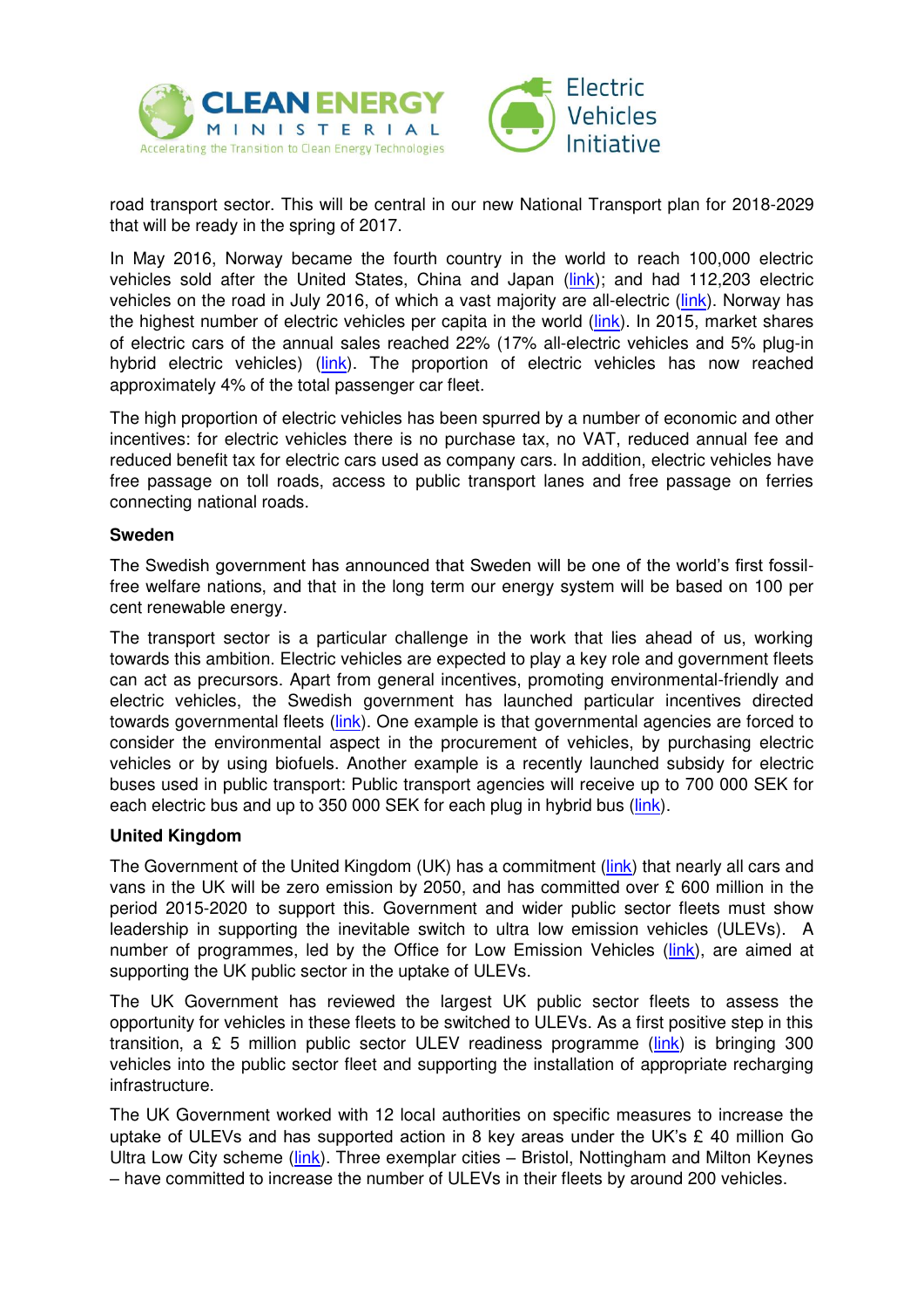road transport sector. This will be central in our new National Transport plan for 2018-2029 that will be ready in the spring of 2017.

In May 2016, Norway became the fourth country in the world to reach 100,000 electric vehicles sold after the United States, China and Japan (link); and had 112,203 electric vehicles on the road in July 2016, of which a vast majority are all-electric (link). Norway has the highest number of electric vehicles per capita in the world (link). In 2015, market shares of electric cars of the annual sales reached 22% (17% all-electric vehicles and 5% plug-in hybrid electric vehicles) (link). The proportion of electric vehicles has now reached approximately 4% of the total passenger car fleet.

The high proportion of electric vehicles has been spurred by a number of economic and other incentives: for electric vehicles there is no purchase tax, no VAT, reduced annual fee and reduced benefit tax for electric cars used as company cars. In addition, electric vehicles have free passage on toll roads, access to public transport lanes and free passage on ferries connecting national roads.

**Sweden**

The Swedish government has announced that Sweden will be one of the world's first fossil-free welfare nations, and that in the long term our energy system will be based on 100 per cent renewable energy.

The transport sector is a particular challenge in the work that lies ahead of us, working towards this ambition. Electric vehicles are expected to play a key role and government fleets can act as precursors. Apart from general incentives, promoting environmental-friendly and electric vehicles, the Swedish government has launched particular incentives directed towards governmental fleets (link). One example is that governmental agencies are forced to consider the environmental aspect in the procurement of vehicles, by purchasing electric vehicles or by using biofuels. Another example is a recently launched subsidy for electric buses used in public transport: Public transport agencies will receive up to 700 000 SEK for each electric bus and up to 350 000 SEK for each plug in hybrid bus (link).

**United Kingdom**

The Government of the United Kingdom (UK) has a commitment (link) that nearly all cars and vans in the UK will be zero emission by 2050, and has committed over £ 600 million in the period 2015-2020 to support this. Government and wider public sector fleets must show leadership in supporting the inevitable switch to ultra low emission vehicles (ULEVs). A number of programmes, led by the Office for Low Emission Vehicles (link), are aimed at supporting the UK public sector in the uptake of ULEVs.

The UK Government has reviewed the largest UK public sector fleets to assess the opportunity for vehicles in these fleets to be switched to ULEVs. As a first positive step in this transition, a £ 5 million public sector ULEV readiness programme (link) is bringing 300 vehicles into the public sector fleet and supporting the installation of appropriate recharging infrastructure.

The UK Government worked with 12 local authorities on specific measures to increase the uptake of ULEVs and has supported action in 8 key areas under the UK's £ 40 million Go Ultra Low City scheme (link). Three exemplar cities – Bristol, Nottingham and Milton Keynes – have committed to increase the number of ULEVs in their fleets by around 200 vehicles.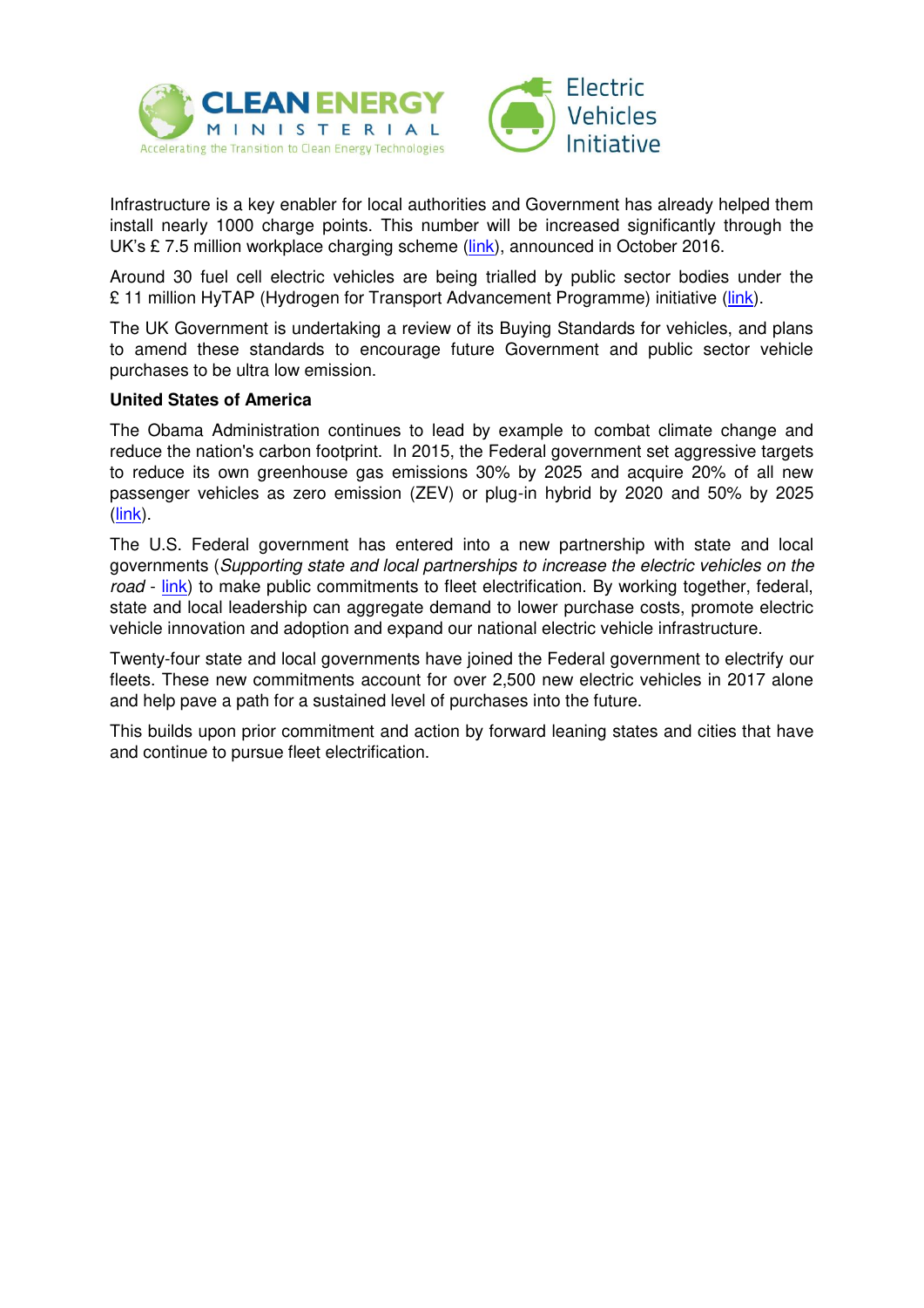Infrastructure is a key enabler for local authorities and Government has already helped them install nearly 1000 charge points. This number will be increased significantly through the UK's £ 7.5 million workplace charging scheme (link), announced in October 2016.

Around 30 fuel cell electric vehicles are being trialled by public sector bodies under the £ 11 million HyTAP (Hydrogen for Transport Advancement Programme) initiative (link).

The UK Government is undertaking a review of its Buying Standards for vehicles, and plans to amend these standards to encourage future Government and public sector vehicle purchases to be ultra low emission.

**United States of America**

The Obama Administration continues to lead by example to combat climate change and reduce the nation's carbon footprint. In 2015, the Federal government set aggressive targets to reduce its own greenhouse gas emissions 30% by 2025 and acquire 20% of all new passenger vehicles as zero emission (ZEV) or plug-in hybrid by 2020 and 50% by 2025 (link).

The U.S. Federal government has entered into a new partnership with state and local governments (*Supporting state and local partnerships to increase the electric vehicles on the road* - link) to make public commitments to fleet electrification. By working together, federal, state and local leadership can aggregate demand to lower purchase costs, promote electric vehicle innovation and adoption and expand our national electric vehicle infrastructure.

Twenty-four state and local governments have joined the Federal government to electrify our fleets. These new commitments account for over 2,500 new electric vehicles in 2017 alone and help pave a path for a sustained level of purchases into the future.

This builds upon prior commitment and action by forward leaning states and cities that have and continue to pursue fleet electrification.